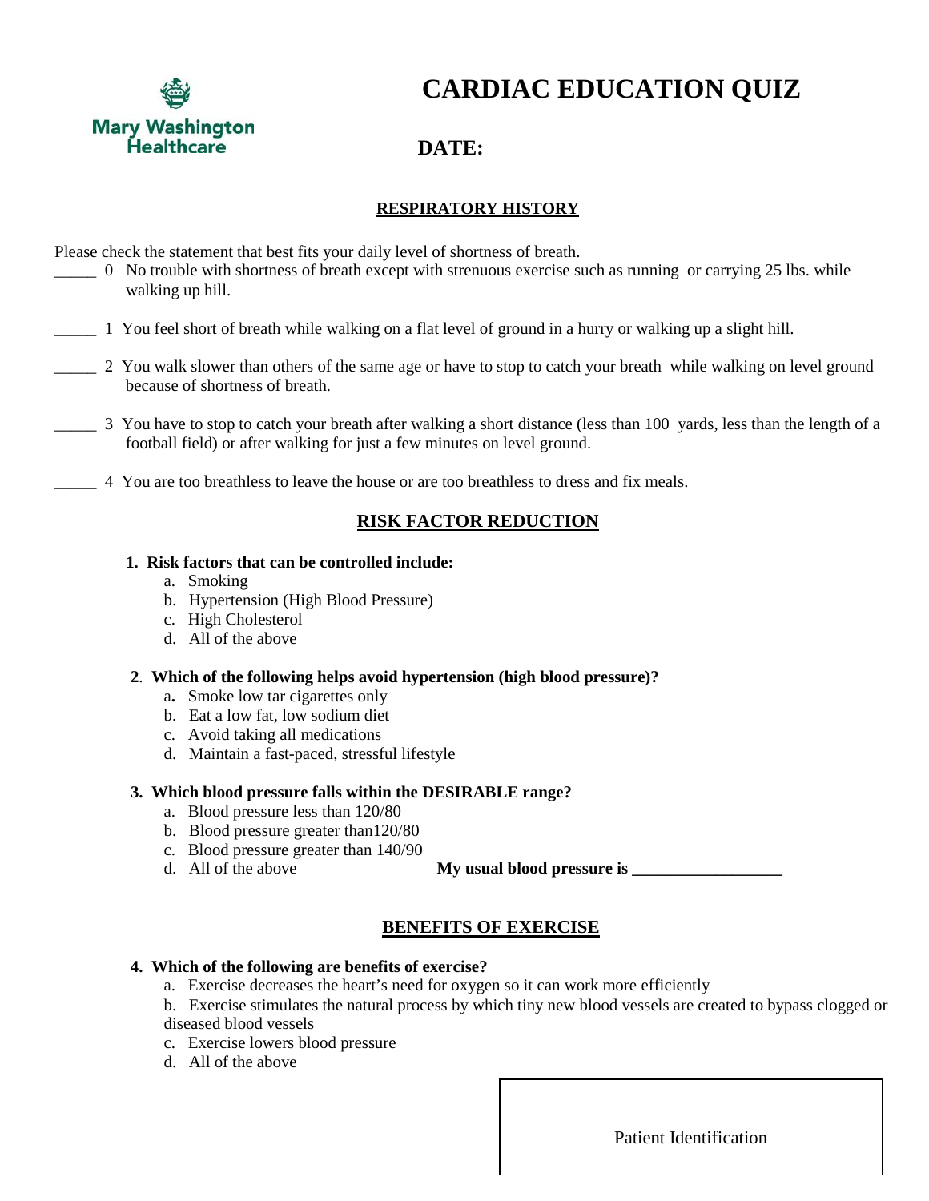Mary Washington Healthcare

# CARDIAC EDUCATION QUIZ

## DATE:

### RESPIRATORY HISTORY

Please check the statement that best fits your daily level of shortness of breath.

_____ 0 No trouble with shortness of breath except with strenuous exercise such as running or carrying 25 lbs. while walking up hill.

_____ 1 You feel short of breath while walking on a flat level of ground in a hurry or walking up a slight hill.

_____ 2 You walk slower than others of the same age or have to stop to catch your breath while walking on level ground because of shortness of breath.

_____ 3 You have to stop to catch your breath after walking a short distance (less than 100 yards, less than the length of a football field) or after walking for just a few minutes on level ground.

_____ 4 You are too breathless to leave the house or are too breathless to dress and fix meals.

### RISK FACTOR REDUCTION

**1. Risk factors that can be controlled include:**

a. Smoking
b. Hypertension (High Blood Pressure)
c. High Cholesterol
d. All of the above

**2. Which of the following helps avoid hypertension (high blood pressure)?**

a. Smoke low tar cigarettes only
b. Eat a low fat, low sodium diet
c. Avoid taking all medications
d. Maintain a fast-paced, stressful lifestyle

**3. Which blood pressure falls within the DESIRABLE range?**

a. Blood pressure less than 120/80
b. Blood pressure greater than120/80
c. Blood pressure greater than 140/90
d. All of the above

**My usual blood pressure is __________________**

### BENEFITS OF EXERCISE

**4. Which of the following are benefits of exercise?**

a. Exercise decreases the heart's need for oxygen so it can work more efficiently
b. Exercise stimulates the natural process by which tiny new blood vessels are created to bypass clogged or diseased blood vessels
c. Exercise lowers blood pressure
d. All of the above

Patient Identification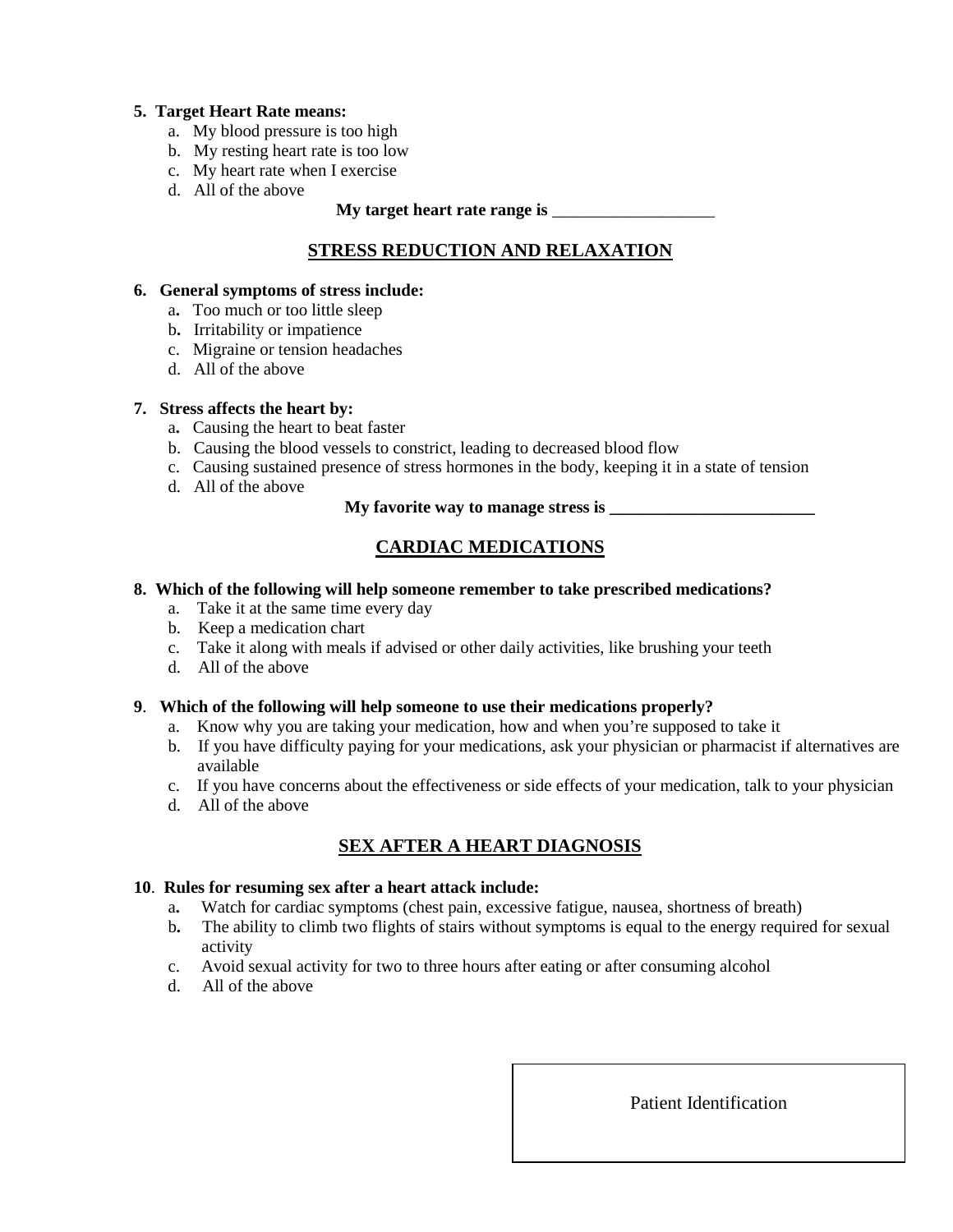**5. Target Heart Rate means:**

a. My blood pressure is too high
b. My resting heart rate is too low
c. My heart rate when I exercise
d. All of the above

**My target heart rate range is** ___________________

## STRESS REDUCTION AND RELAXATION

**6. General symptoms of stress include:**

a. Too much or too little sleep
b. Irritability or impatience
c. Migraine or tension headaches
d. All of the above

**7. Stress affects the heart by:**

a. Causing the heart to beat faster
b. Causing the blood vessels to constrict, leading to decreased blood flow
c. Causing sustained presence of stress hormones in the body, keeping it in a state of tension
d. All of the above

**My favorite way to manage stress is ________________________**

## CARDIAC MEDICATIONS

**8. Which of the following will help someone remember to take prescribed medications?**

a. Take it at the same time every day
b. Keep a medication chart
c. Take it along with meals if advised or other daily activities, like brushing your teeth
d. All of the above

**9. Which of the following will help someone to use their medications properly?**

a. Know why you are taking your medication, how and when you're supposed to take it
b. If you have difficulty paying for your medications, ask your physician or pharmacist if alternatives are available
c. If you have concerns about the effectiveness or side effects of your medication, talk to your physician
d. All of the above

## SEX AFTER A HEART DIAGNOSIS

**10. Rules for resuming sex after a heart attack include:**

a. Watch for cardiac symptoms (chest pain, excessive fatigue, nausea, shortness of breath)
b. The ability to climb two flights of stairs without symptoms is equal to the energy required for sexual activity
c. Avoid sexual activity for two to three hours after eating or after consuming alcohol
d. All of the above

Patient Identification